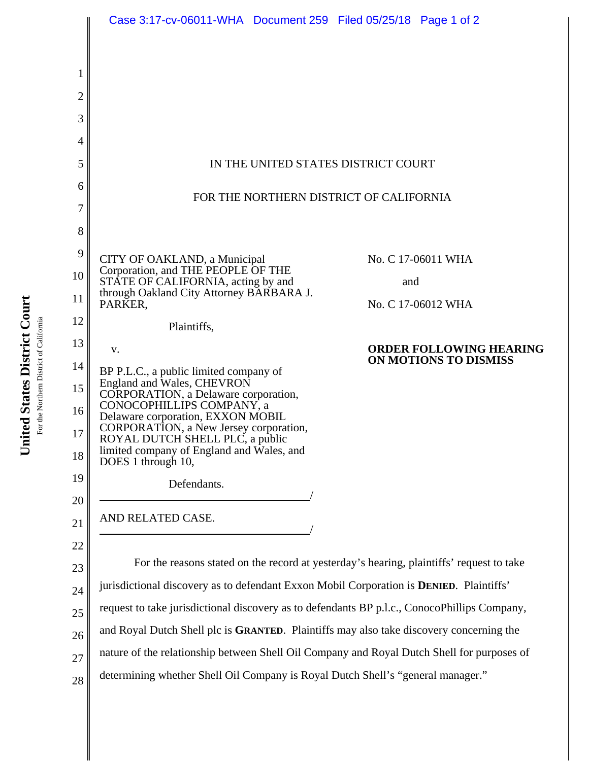IN THE UNITED STATES DISTRICT COURT

FOR THE NORTHERN DISTRICT OF CALIFORNIA

CITY OF OAKLAND, a Municipal Corporation, and THE PEOPLE OF THE STATE OF CALIFORNIA, acting by and through Oakland City Attorney BARBARA J. PARKER,

Plaintiffs,

v.

BP P.L.C., a public limited company of England and Wales, CHEVRON CORPORATION, a Delaware corporation, CONOCOPHILLIPS COMPANY, a Delaware corporation, EXXON MOBIL CORPORATION, a New Jersey corporation, ROYAL DUTCH SHELL PLC, a public limited company of England and Wales, and DOES 1 through 10,

Defendants.

AND RELATED CASE.

No. C 17-06011 WHA

and

No. C 17-06012 WHA

**ORDER FOLLOWING HEARING ON MOTIONS TO DISMISS**

For the reasons stated on the record at yesterday's hearing, plaintiffs' request to take jurisdictional discovery as to defendant Exxon Mobil Corporation is **DENIED**. Plaintiffs' request to take jurisdictional discovery as to defendants BP p.l.c., ConocoPhillips Company, and Royal Dutch Shell plc is **GRANTED**. Plaintiffs may also take discovery concerning the nature of the relationship between Shell Oil Company and Royal Dutch Shell for purposes of determining whether Shell Oil Company is Royal Dutch Shell's "general manager."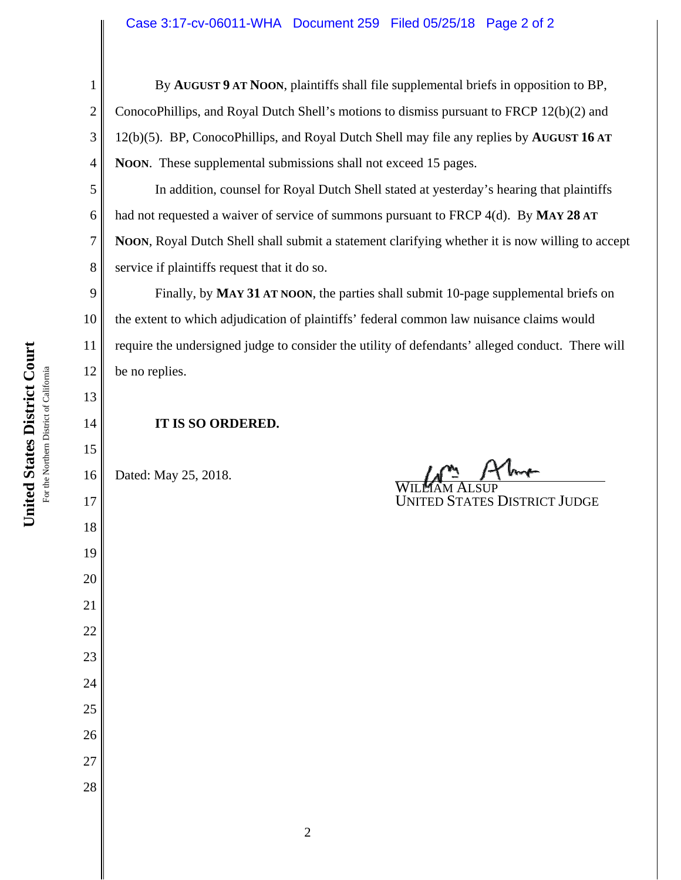By **AUGUST 9 AT NOON**, plaintiffs shall file supplemental briefs in opposition to BP, ConocoPhillips, and Royal Dutch Shell's motions to dismiss pursuant to FRCP 12(b)(2) and 12(b)(5). BP, ConocoPhillips, and Royal Dutch Shell may file any replies by **AUGUST 16 AT NOON**. These supplemental submissions shall not exceed 15 pages.

In addition, counsel for Royal Dutch Shell stated at yesterday's hearing that plaintiffs had not requested a waiver of service of summons pursuant to FRCP 4(d). By **MAY 28 AT NOON**, Royal Dutch Shell shall submit a statement clarifying whether it is now willing to accept service if plaintiffs request that it do so.

Finally, by **MAY 31 AT NOON**, the parties shall submit 10-page supplemental briefs on the extent to which adjudication of plaintiffs' federal common law nuisance claims would require the undersigned judge to consider the utility of defendants' alleged conduct. There will be no replies.

**IT IS SO ORDERED.**

Dated: May 25, 2018.

WILLIAM ALSUP
UNITED STATES DISTRICT JUDGE